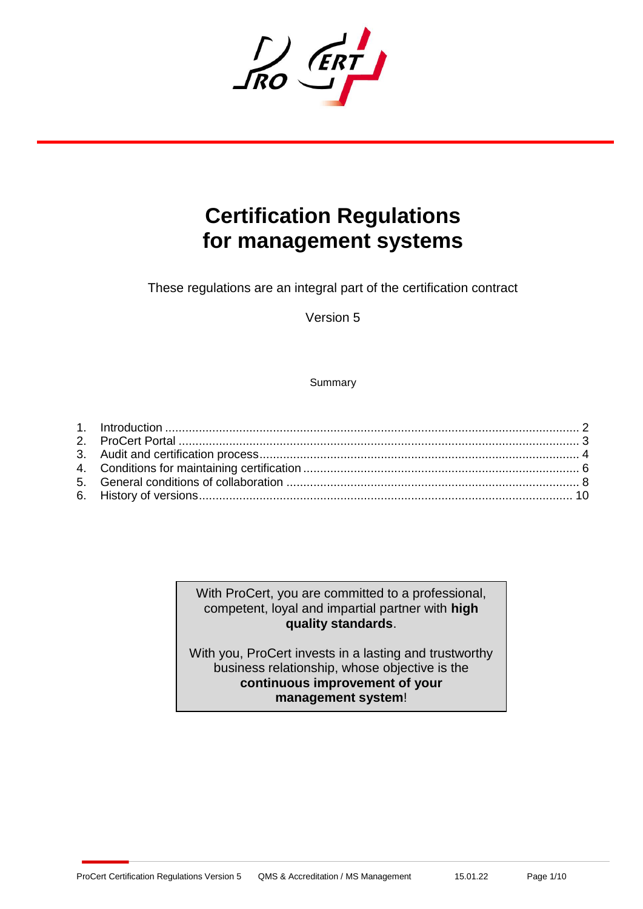# Certification Regulations for management systems

These regulations are an integral part of the certification contract

Version 5

Summary

1. Introduction .......... 2
2. ProCert Portal .......... 3
3. Audit and certification process .......... 4
4. Conditions for maintaining certification .......... 6
5. General conditions of collaboration .......... 8
6. History of versions .......... 10

> With ProCert, you are committed to a professional, competent, loyal and impartial partner with **high quality standards**.
>
> With you, ProCert invests in a lasting and trustworthy business relationship, whose objective is the **continuous improvement of your management system**!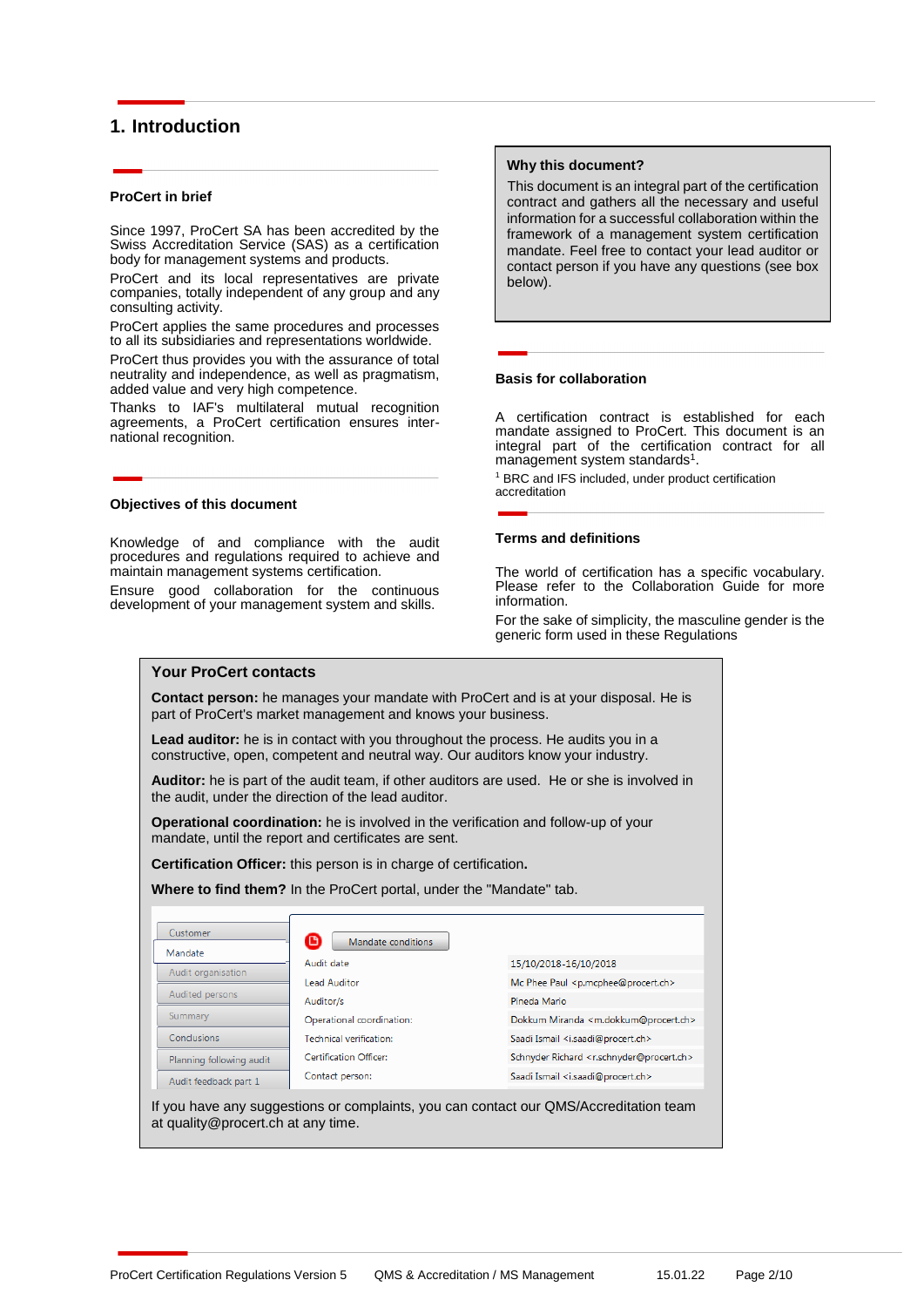# 1. Introduction

### ProCert in brief

Since 1997, ProCert SA has been accredited by the Swiss Accreditation Service (SAS) as a certification body for management systems and products.

ProCert and its local representatives are private companies, totally independent of any group and any consulting activity.

ProCert applies the same procedures and processes to all its subsidiaries and representations worldwide.

ProCert thus provides you with the assurance of total neutrality and independence, as well as pragmatism, added value and very high competence.

Thanks to IAF's multilateral mutual recognition agreements, a ProCert certification ensures inter-national recognition.

### Objectives of this document

Knowledge of and compliance with the audit procedures and regulations required to achieve and maintain management systems certification.

Ensure good collaboration for the continuous development of your management system and skills.

> **Why this document?**
>
> This document is an integral part of the certification contract and gathers all the necessary and useful information for a successful collaboration within the framework of a management system certification mandate. Feel free to contact your lead auditor or contact person if you have any questions (see box below).

### Basis for collaboration

A certification contract is established for each mandate assigned to ProCert. This document is an integral part of the certification contract for all management system standards[1].

[1] BRC and IFS included, under product certification accreditation

### Terms and definitions

The world of certification has a specific vocabulary. Please refer to the Collaboration Guide for more information.

For the sake of simplicity, the masculine gender is the generic form used in these Regulations

> **Your ProCert contacts**
>
> **Contact person:** he manages your mandate with ProCert and is at your disposal. He is part of ProCert's market management and knows your business.
>
> **Lead auditor:** he is in contact with you throughout the process. He audits you in a constructive, open, competent and neutral way. Our auditors know your industry.
>
> **Auditor:** he is part of the audit team, if other auditors are used. He or she is involved in the audit, under the direction of the lead auditor.
>
> **Operational coordination:** he is involved in the verification and follow-up of your mandate, until the report and certificates are sent.
>
> **Certification Officer:** this person is in charge of certification.
>
> **Where to find them?** In the ProCert portal, under the "Mandate" tab.
>
> | Tab | Field | Value |
> |---|---|---|
> | Customer | Mandate conditions | |
> | Mandate | Audit date | 15/10/2018-16/10/2018 |
> | Audit organisation | Lead Auditor | Mc Phee Paul <p.mcphee@procert.ch> |
> | Audited persons | Auditor/s | Pineda Mario |
> | Summary | Operational coordination: | Dokkum Miranda <m.dokkum@procert.ch> |
> | Conclusions | Technical verification: | Saadi Ismail <i.saadi@procert.ch> |
> | Planning following audit | Certification Officer: | Schnyder Richard <r.schnyder@procert.ch> |
> | Audit feedback part 1 | Contact person: | Saadi Ismail <i.saadi@procert.ch> |
>
> If you have any suggestions or complaints, you can contact our QMS/Accreditation team at quality@procert.ch at any time.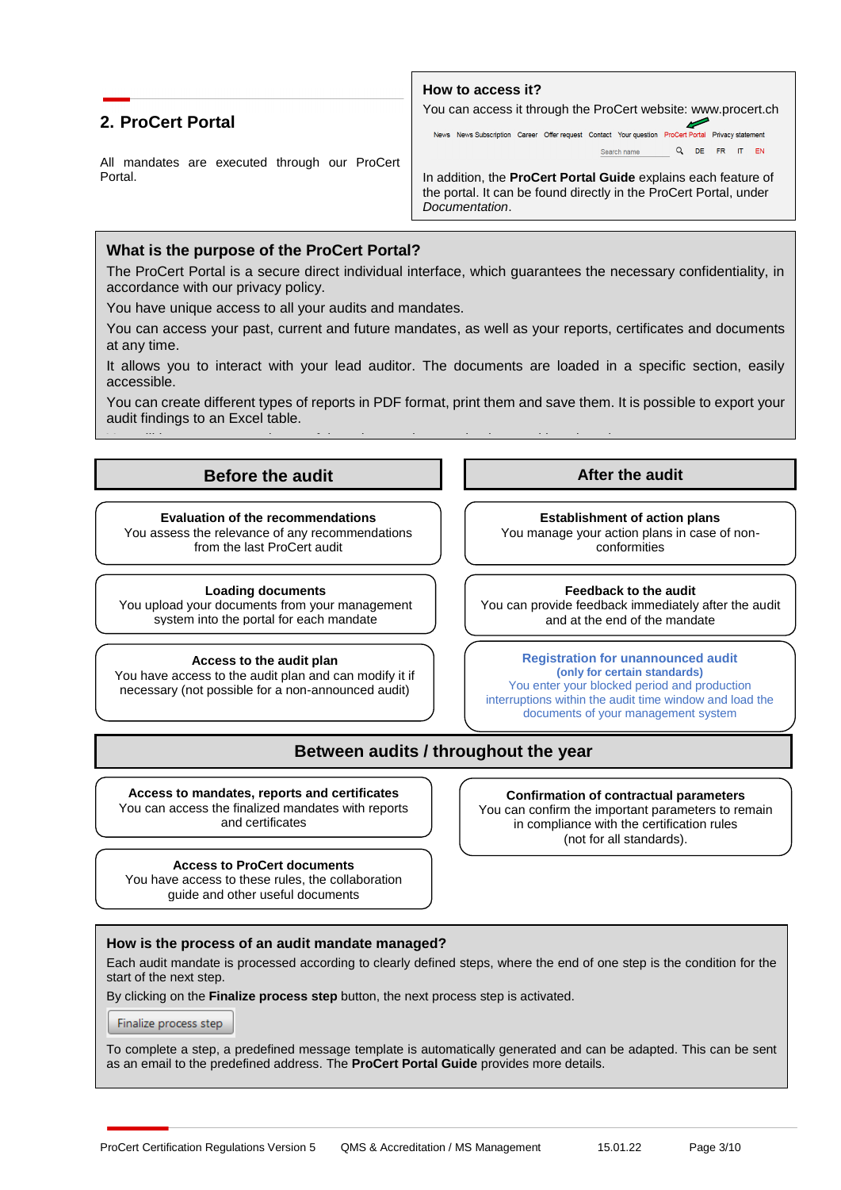## 2. ProCert Portal

All mandates are executed through our ProCert Portal.

**How to access it?**

You can access it through the ProCert website: www.procert.ch

News News Subscription Career Offer request Contact Your question ProCert Portal Privacy statement

Search name DE FR IT EN

In addition, the **ProCert Portal Guide** explains each feature of the portal. It can be found directly in the ProCert Portal, under *Documentation*.

### What is the purpose of the ProCert Portal?

The ProCert Portal is a secure direct individual interface, which guarantees the necessary confidentiality, in accordance with our privacy policy.

You have unique access to all your audits and mandates.

You can access your past, current and future mandates, as well as your reports, certificates and documents at any time.

It allows you to interact with your lead auditor. The documents are loaded in a specific section, easily accessible.

You can create different types of reports in PDF format, print them and save them. It is possible to export your audit findings to an Excel table.

### Before the audit

**Evaluation of the recommendations**
You assess the relevance of any recommendations from the last ProCert audit

**Loading documents**
You upload your documents from your management system into the portal for each mandate

**Access to the audit plan**
You have access to the audit plan and can modify it if necessary (not possible for a non-announced audit)

### After the audit

**Establishment of action plans**
You manage your action plans in case of non-conformities

**Feedback to the audit**
You can provide feedback immediately after the audit and at the end of the mandate

**Registration for unannounced audit**
**(only for certain standards)**
You enter your blocked period and production interruptions within the audit time window and load the documents of your management system

### Between audits / throughout the year

**Access to mandates, reports and certificates**
You can access the finalized mandates with reports and certificates

**Access to ProCert documents**
You have access to these rules, the collaboration guide and other useful documents

**Confirmation of contractual parameters**
You can confirm the important parameters to remain in compliance with the certification rules (not for all standards).

### How is the process of an audit mandate managed?

Each audit mandate is processed according to clearly defined steps, where the end of one step is the condition for the start of the next step.

By clicking on the **Finalize process step** button, the next process step is activated.

Finalize process step

To complete a step, a predefined message template is automatically generated and can be adapted. This can be sent as an email to the predefined address. The **ProCert Portal Guide** provides more details.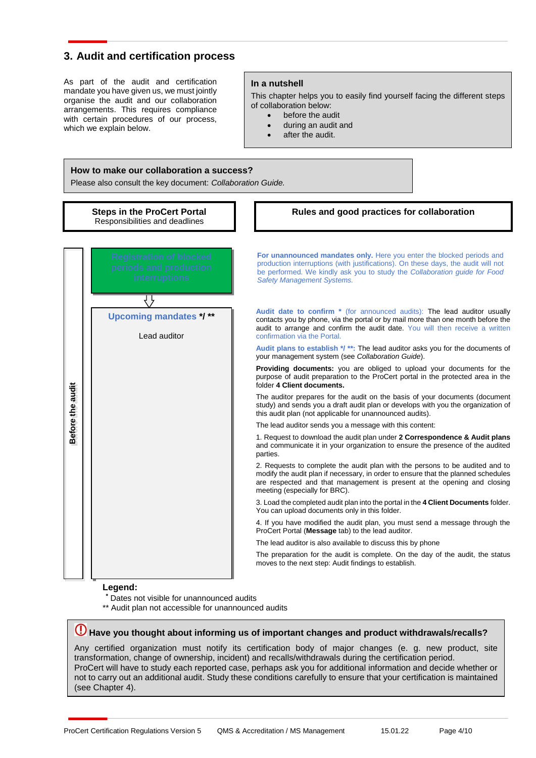## 3. Audit and certification process

As part of the audit and certification mandate you have given us, we must jointly organise the audit and our collaboration arrangements. This requires compliance with certain procedures of our process, which we explain below.

**In a nutshell**

This chapter helps you to easily find yourself facing the different steps of collaboration below:

- before the audit
- during an audit and
- after the audit.

**How to make our collaboration a success?**

Please also consult the key document: *Collaboration Guide.*

| | Steps in the ProCert Portal<br>Responsibilities and deadlines | Rules and good practices for collaboration |
|---|---|---|
| Before the audit | Registration of blocked periods and production interruptions | **For unannounced mandates only.** Here you enter the blocked periods and production interruptions (with justifications). On these days, the audit will not be performed. We kindly ask you to study the *Collaboration guide for Food Safety Management Systems.* |
| | **Upcoming mandates */ ****<br><br>Lead auditor | **Audit date to confirm *** (for announced audits): The lead auditor usually contacts you by phone, via the portal or by mail more than one month before the audit to arrange and confirm the audit date. You will then receive a written confirmation via the Portal.<br><br>**Audit plans to establish */ **:** The lead auditor asks you for the documents of your management system (see *Collaboration Guide*).<br><br>**Providing documents:** you are obliged to upload your documents for the purpose of audit preparation to the ProCert portal in the protected area in the folder **4 Client documents.**<br><br>The auditor prepares for the audit on the basis of your documents (document study) and sends you a draft audit plan or develops with you the organization of this audit plan (not applicable for unannounced audits).<br><br>The lead auditor sends you a message with this content:<br><br>1. Request to download the audit plan under **2 Correspondence & Audit plans** and communicate it in your organization to ensure the presence of the audited parties.<br><br>2. Requests to complete the audit plan with the persons to be audited and to modify the audit plan if necessary, in order to ensure that the planned schedules are respected and that management is present at the opening and closing meeting (especially for BRC).<br><br>3. Load the completed audit plan into the portal in the **4 Client Documents** folder. You can upload documents only in this folder.<br><br>4. If you have modified the audit plan, you must send a message through the ProCert Portal (**Message** tab) to the lead auditor.<br><br>The lead auditor is also available to discuss this by phone<br><br>The preparation for the audit is complete. On the day of the audit, the status moves to the next step: Audit findings to establish. |

**Legend:**

* Dates not visible for unannounced audits

** Audit plan not accessible for unannounced audits

**Have you thought about informing us of important changes and product withdrawals/recalls?**

Any certified organization must notify its certification body of major changes (e. g. new product, site transformation, change of ownership, incident) and recalls/withdrawals during the certification period.
ProCert will have to study each reported case, perhaps ask you for additional information and decide whether or not to carry out an additional audit. Study these conditions carefully to ensure that your certification is maintained (see Chapter 4).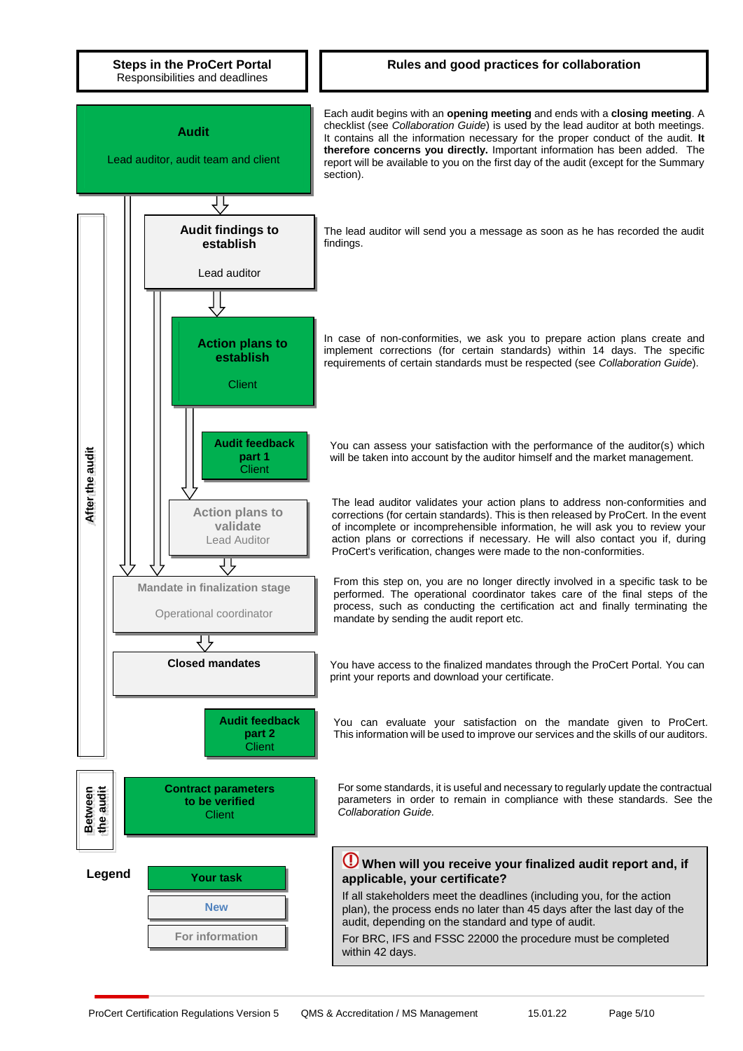| Steps in the ProCert Portal<br>Responsibilities and deadlines | Rules and good practices for collaboration |
|---|---|
| **Audit**<br>Lead auditor, audit team and client | Each audit begins with an **opening meeting** and ends with a **closing meeting**. A checklist (see *Collaboration Guide*) is used by the lead auditor at both meetings. It contains all the information necessary for the proper conduct of the audit. **It therefore concerns you directly.** Important information has been added. The report will be available to you on the first day of the audit (except for the Summary section). |
| **Audit findings to establish**<br>Lead auditor | The lead auditor will send you a message as soon as he has recorded the audit findings. |
| **Action plans to establish**<br>Client | In case of non-conformities, we ask you to prepare action plans create and implement corrections (for certain standards) within 14 days. The specific requirements of certain standards must be respected (see *Collaboration Guide*). |
| **Audit feedback part 1**<br>Client | You can assess your satisfaction with the performance of the auditor(s) which will be taken into account by the auditor himself and the market management. |
| **Action plans to validate**<br>Lead Auditor | The lead auditor validates your action plans to address non-conformities and corrections (for certain standards). This is then released by ProCert. In the event of incomplete or incomprehensible information, he will ask you to review your action plans or corrections if necessary. He will also contact you if, during ProCert's verification, changes were made to the non-conformities. |
| **Mandate in finalization stage**<br>Operational coordinator | From this step on, you are no longer directly involved in a specific task to be performed. The operational coordinator takes care of the final steps of the process, such as conducting the certification act and finally terminating the mandate by sending the audit report etc. |
| **Closed mandates** | You have access to the finalized mandates through the ProCert Portal. You can print your reports and download your certificate. |
| **Audit feedback part 2**<br>Client | You can evaluate your satisfaction on the mandate given to ProCert. This information will be used to improve our services and the skills of our auditors. |
| **Contract parameters to be verified**<br>Client | For some standards, it is useful and necessary to regularly update the contractual parameters in order to remain in compliance with these standards. See the *Collaboration Guide.* |

*After the audit*: Audit findings to establish → Closed mandates / Audit feedback part 2

*Between the audit*: Contract parameters to be verified

**Legend**

- **Your task**
- **New**
- **For information**

### When will you receive your finalized audit report and, if applicable, your certificate?

If all stakeholders meet the deadlines (including you, for the action plan), the process ends no later than 45 days after the last day of the audit, depending on the standard and type of audit.

For BRC, IFS and FSSC 22000 the procedure must be completed within 42 days.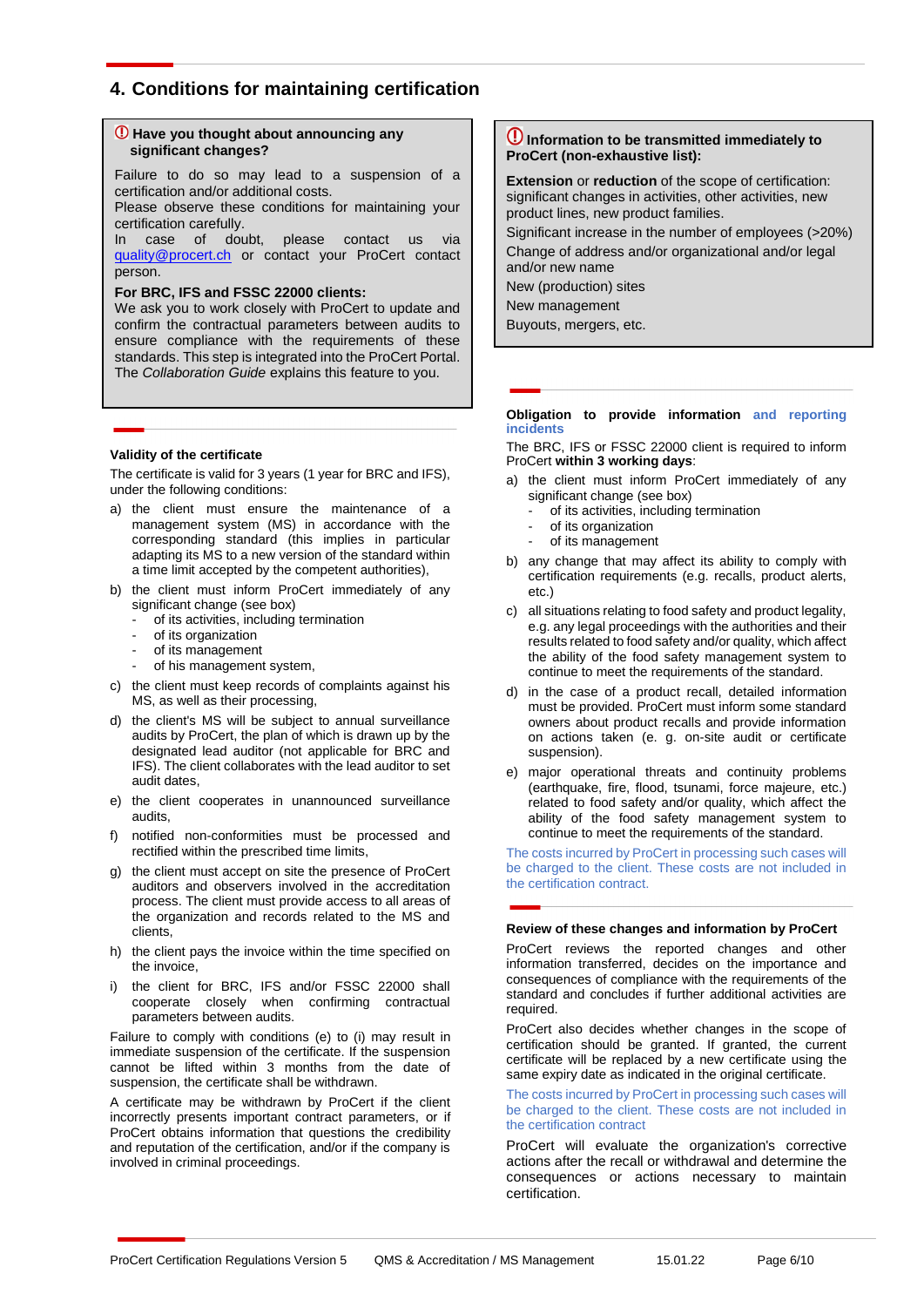## 4. Conditions for maintaining certification

**Have you thought about announcing any significant changes?**

Failure to do so may lead to a suspension of a certification and/or additional costs.
Please observe these conditions for maintaining your certification carefully.
In case of doubt, please contact us via quality@procert.ch or contact your ProCert contact person.

**For BRC, IFS and FSSC 22000 clients:**
We ask you to work closely with ProCert to update and confirm the contractual parameters between audits to ensure compliance with the requirements of these standards. This step is integrated into the ProCert Portal. The *Collaboration Guide* explains this feature to you.

### Validity of the certificate

The certificate is valid for 3 years (1 year for BRC and IFS), under the following conditions:

a) the client must ensure the maintenance of a management system (MS) in accordance with the corresponding standard (this implies in particular adapting its MS to a new version of the standard within a time limit accepted by the competent authorities),

b) the client must inform ProCert immediately of any significant change (see box)
   - of its activities, including termination
   - of its organization
   - of its management
   - of his management system,

c) the client must keep records of complaints against his MS, as well as their processing,

d) the client's MS will be subject to annual surveillance audits by ProCert, the plan of which is drawn up by the designated lead auditor (not applicable for BRC and IFS). The client collaborates with the lead auditor to set audit dates,

e) the client cooperates in unannounced surveillance audits,

f) notified non-conformities must be processed and rectified within the prescribed time limits,

g) the client must accept on site the presence of ProCert auditors and observers involved in the accreditation process. The client must provide access to all areas of the organization and records related to the MS and clients,

h) the client pays the invoice within the time specified on the invoice,

i) the client for BRC, IFS and/or FSSC 22000 shall cooperate closely when confirming contractual parameters between audits.

Failure to comply with conditions (e) to (i) may result in immediate suspension of the certificate. If the suspension cannot be lifted within 3 months from the date of suspension, the certificate shall be withdrawn.

A certificate may be withdrawn by ProCert if the client incorrectly presents important contract parameters, or if ProCert obtains information that questions the credibility and reputation of the certification, and/or if the company is involved in criminal proceedings.

**Information to be transmitted immediately to ProCert (non-exhaustive list):**

**Extension** or **reduction** of the scope of certification: significant changes in activities, other activities, new product lines, new product families.
Significant increase in the number of employees (>20%)
Change of address and/or organizational and/or legal and/or new name
New (production) sites
New management
Buyouts, mergers, etc.

### Obligation to provide information and reporting incidents

The BRC, IFS or FSSC 22000 client is required to inform ProCert **within 3 working days**:

a) the client must inform ProCert immediately of any significant change (see box)
   - of its activities, including termination
   - of its organization
   - of its management

b) any change that may affect its ability to comply with certification requirements (e.g. recalls, product alerts, etc.)

c) all situations relating to food safety and product legality, e.g. any legal proceedings with the authorities and their results related to food safety and/or quality, which affect the ability of the food safety management system to continue to meet the requirements of the standard.

d) in the case of a product recall, detailed information must be provided. ProCert must inform some standard owners about product recalls and provide information on actions taken (e. g. on-site audit or certificate suspension).

e) major operational threats and continuity problems (earthquake, fire, flood, tsunami, force majeure, etc.) related to food safety and/or quality, which affect the ability of the food safety management system to continue to meet the requirements of the standard.

The costs incurred by ProCert in processing such cases will be charged to the client. These costs are not included in the certification contract.

### Review of these changes and information by ProCert

ProCert reviews the reported changes and other information transferred, decides on the importance and consequences of compliance with the requirements of the standard and concludes if further additional activities are required.

ProCert also decides whether changes in the scope of certification should be granted. If granted, the current certificate will be replaced by a new certificate using the same expiry date as indicated in the original certificate.

The costs incurred by ProCert in processing such cases will be charged to the client. These costs are not included in the certification contract

ProCert will evaluate the organization's corrective actions after the recall or withdrawal and determine the consequences or actions necessary to maintain certification.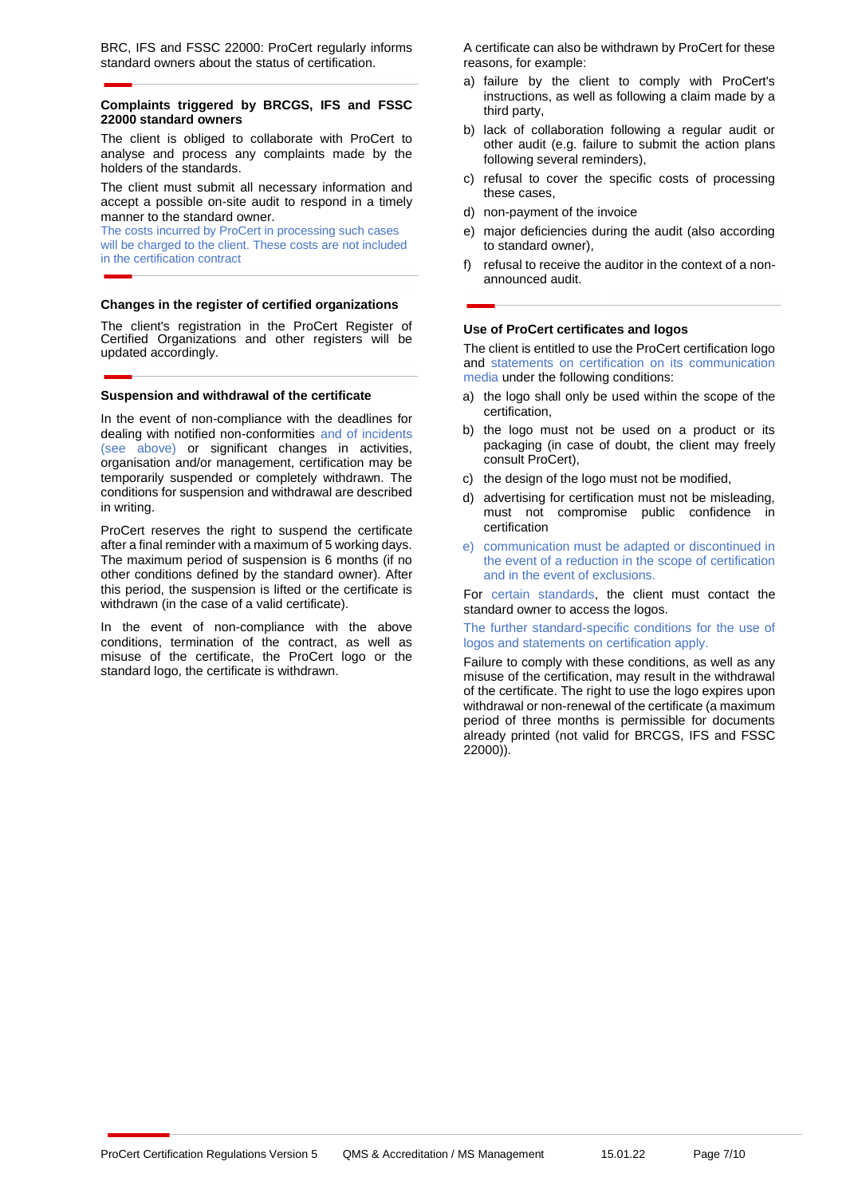BRC, IFS and FSSC 22000: ProCert regularly informs standard owners about the status of certification.

### Complaints triggered by BRCGS, IFS and FSSC 22000 standard owners

The client is obliged to collaborate with ProCert to analyse and process any complaints made by the holders of the standards.

The client must submit all necessary information and accept a possible on-site audit to respond in a timely manner to the standard owner.
The costs incurred by ProCert in processing such cases will be charged to the client. These costs are not included in the certification contract

### Changes in the register of certified organizations

The client's registration in the ProCert Register of Certified Organizations and other registers will be updated accordingly.

### Suspension and withdrawal of the certificate

In the event of non-compliance with the deadlines for dealing with notified non-conformities and of incidents (see above) or significant changes in activities, organisation and/or management, certification may be temporarily suspended or completely withdrawn. The conditions for suspension and withdrawal are described in writing.

ProCert reserves the right to suspend the certificate after a final reminder with a maximum of 5 working days. The maximum period of suspension is 6 months (if no other conditions defined by the standard owner). After this period, the suspension is lifted or the certificate is withdrawn (in the case of a valid certificate).

In the event of non-compliance with the above conditions, termination of the contract, as well as misuse of the certificate, the ProCert logo or the standard logo, the certificate is withdrawn.

A certificate can also be withdrawn by ProCert for these reasons, for example:

a) failure by the client to comply with ProCert's instructions, as well as following a claim made by a third party,
b) lack of collaboration following a regular audit or other audit (e.g. failure to submit the action plans following several reminders),
c) refusal to cover the specific costs of processing these cases,
d) non-payment of the invoice
e) major deficiencies during the audit (also according to standard owner),
f) refusal to receive the auditor in the context of a non-announced audit.

### Use of ProCert certificates and logos

The client is entitled to use the ProCert certification logo and statements on certification on its communication media under the following conditions:

a) the logo shall only be used within the scope of the certification,
b) the logo must not be used on a product or its packaging (in case of doubt, the client may freely consult ProCert),
c) the design of the logo must not be modified,
d) advertising for certification must not be misleading, must not compromise public confidence in certification
e) communication must be adapted or discontinued in the event of a reduction in the scope of certification and in the event of exclusions.

For certain standards, the client must contact the standard owner to access the logos.

The further standard-specific conditions for the use of logos and statements on certification apply.

Failure to comply with these conditions, as well as any misuse of the certification, may result in the withdrawal of the certificate. The right to use the logo expires upon withdrawal or non-renewal of the certificate (a maximum period of three months is permissible for documents already printed (not valid for BRCGS, IFS and FSSC 22000)).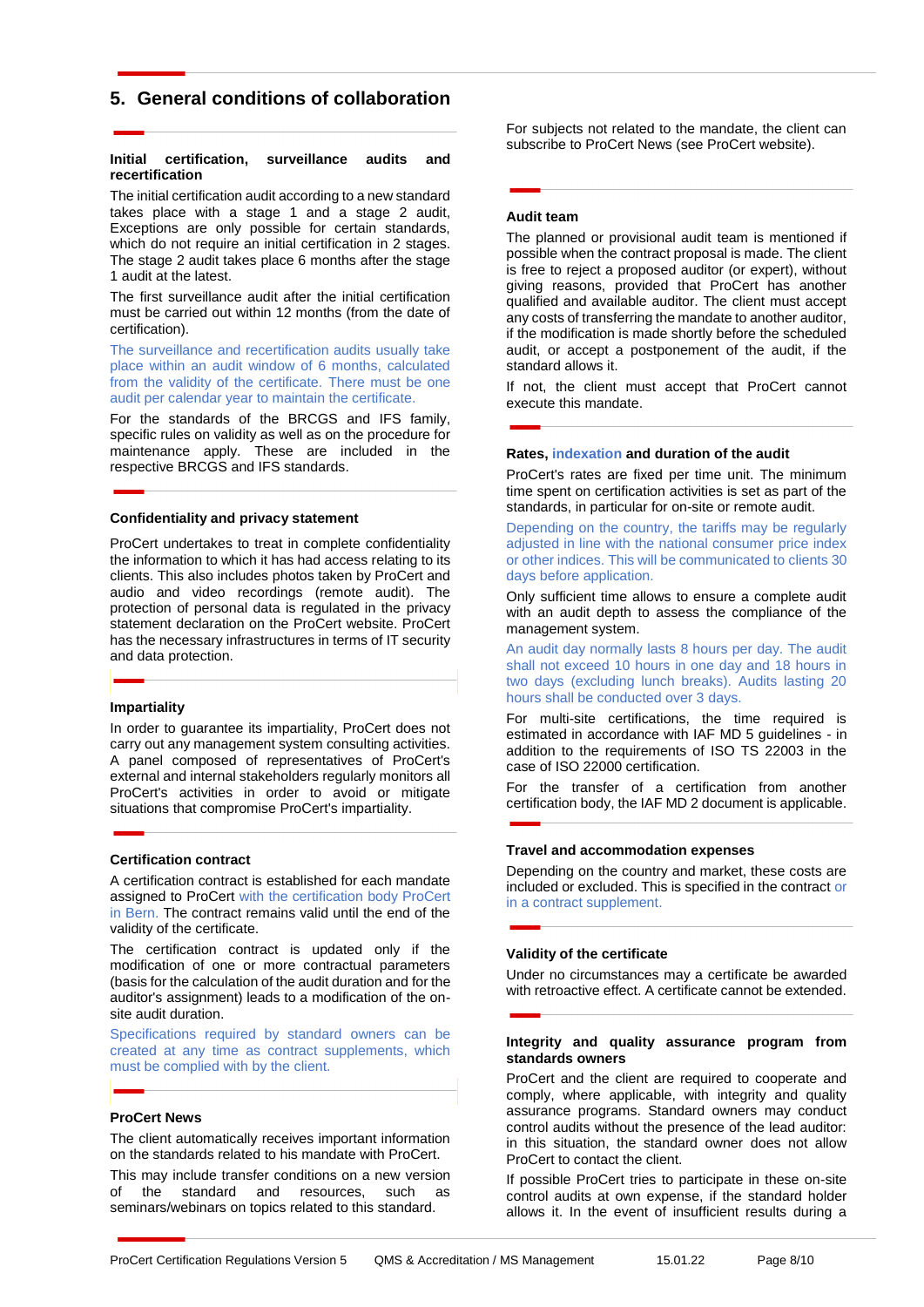## 5. General conditions of collaboration

**Initial certification, surveillance audits and recertification**

The initial certification audit according to a new standard takes place with a stage 1 and a stage 2 audit, Exceptions are only possible for certain standards, which do not require an initial certification in 2 stages. The stage 2 audit takes place 6 months after the stage 1 audit at the latest.

The first surveillance audit after the initial certification must be carried out within 12 months (from the date of certification).

The surveillance and recertification audits usually take place within an audit window of 6 months, calculated from the validity of the certificate. There must be one audit per calendar year to maintain the certificate.

For the standards of the BRCGS and IFS family, specific rules on validity as well as on the procedure for maintenance apply. These are included in the respective BRCGS and IFS standards.

**Confidentiality and privacy statement**

ProCert undertakes to treat in complete confidentiality the information to which it has access relating to its clients. This also includes photos taken by ProCert and audio and video recordings (remote audit). The protection of personal data is regulated in the privacy statement declaration on the ProCert website. ProCert has the necessary infrastructures in terms of IT security and data protection.

**Impartiality**

In order to guarantee its impartiality, ProCert does not carry out any management system consulting activities. A panel composed of representatives of ProCert's external and internal stakeholders regularly monitors all ProCert's activities in order to avoid or mitigate situations that compromise ProCert's impartiality.

**Certification contract**

A certification contract is established for each mandate assigned to ProCert with the certification body ProCert in Bern. The contract remains valid until the end of the validity of the certificate.

The certification contract is updated only if the modification of one or more contractual parameters (basis for the calculation of the audit duration and for the auditor's assignment) leads to a modification of the on-site audit duration.

Specifications required by standard owners can be created at any time as contract supplements, which must be complied with by the client.

**ProCert News**

The client automatically receives important information on the standards related to his mandate with ProCert.

This may include transfer conditions on a new version of the standard and resources, such as seminars/webinars on topics related to this standard.

For subjects not related to the mandate, the client can subscribe to ProCert News (see ProCert website).

**Audit team**

The planned or provisional audit team is mentioned if possible when the contract proposal is made. The client is free to reject a proposed auditor (or expert), without giving reasons, provided that ProCert has another qualified and available auditor. The client must accept any costs of transferring the mandate to another auditor, if the modification is made shortly before the scheduled audit, or accept a postponement of the audit, if the standard allows it.

If not, the client must accept that ProCert cannot execute this mandate.

**Rates, indexation and duration of the audit**

ProCert's rates are fixed per time unit. The minimum time spent on certification activities is set as part of the standards, in particular for on-site or remote audit.

Depending on the country, the tariffs may be regularly adjusted in line with the national consumer price index or other indices. This will be communicated to clients 30 days before application.

Only sufficient time allows to ensure a complete audit with an audit depth to assess the compliance of the management system.

An audit day normally lasts 8 hours per day. The audit shall not exceed 10 hours in one day and 18 hours in two days (excluding lunch breaks). Audits lasting 20 hours shall be conducted over 3 days.

For multi-site certifications, the time required is estimated in accordance with IAF MD 5 guidelines - in addition to the requirements of ISO TS 22003 in the case of ISO 22000 certification.

For the transfer of a certification from another certification body, the IAF MD 2 document is applicable.

**Travel and accommodation expenses**

Depending on the country and market, these costs are included or excluded. This is specified in the contract or in a contract supplement.

**Validity of the certificate**

Under no circumstances may a certificate be awarded with retroactive effect. A certificate cannot be extended.

**Integrity and quality assurance program from standards owners**

ProCert and the client are required to cooperate and comply, where applicable, with integrity and quality assurance programs. Standard owners may conduct control audits without the presence of the lead auditor: in this situation, the standard owner does not allow ProCert to contact the client.

If possible ProCert tries to participate in these on-site control audits at own expense, if the standard holder allows it. In the event of insufficient results during a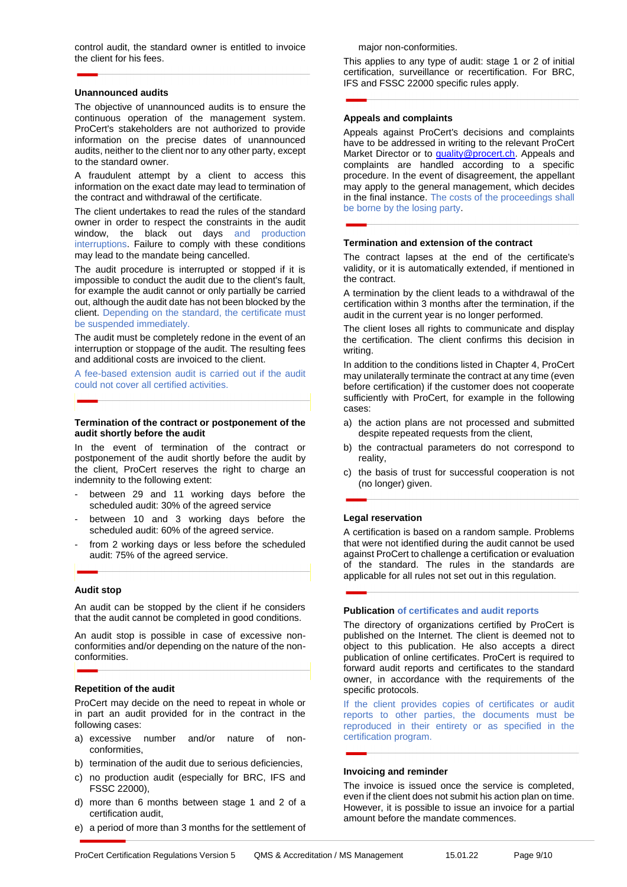control audit, the standard owner is entitled to invoice the client for his fees.

### Unannounced audits

The objective of unannounced audits is to ensure the continuous operation of the management system. ProCert's stakeholders are not authorized to provide information on the precise dates of unannounced audits, neither to the client nor to any other party, except to the standard owner.

A fraudulent attempt by a client to access this information on the exact date may lead to termination of the contract and withdrawal of the certificate.

The client undertakes to read the rules of the standard owner in order to respect the constraints in the audit window, the black out days and production interruptions. Failure to comply with these conditions may lead to the mandate being cancelled.

The audit procedure is interrupted or stopped if it is impossible to conduct the audit due to the client's fault, for example the audit cannot or only partially be carried out, although the audit date has not been blocked by the client. Depending on the standard, the certificate must be suspended immediately.

The audit must be completely redone in the event of an interruption or stoppage of the audit. The resulting fees and additional costs are invoiced to the client.

A fee-based extension audit is carried out if the audit could not cover all certified activities.

### Termination of the contract or postponement of the audit shortly before the audit

In the event of termination of the contract or postponement of the audit shortly before the audit by the client, ProCert reserves the right to charge an indemnity to the following extent:

- between 29 and 11 working days before the scheduled audit: 30% of the agreed service
- between 10 and 3 working days before the scheduled audit: 60% of the agreed service.
- from 2 working days or less before the scheduled audit: 75% of the agreed service.

### Audit stop

An audit can be stopped by the client if he considers that the audit cannot be completed in good conditions.

An audit stop is possible in case of excessive non-conformities and/or depending on the nature of the non-conformities.

### Repetition of the audit

ProCert may decide on the need to repeat in whole or in part an audit provided for in the contract in the following cases:

a) excessive number and/or nature of non-conformities,
b) termination of the audit due to serious deficiencies,
c) no production audit (especially for BRC, IFS and FSSC 22000),
d) more than 6 months between stage 1 and 2 of a certification audit,
e) a period of more than 3 months for the settlement of major non-conformities.

This applies to any type of audit: stage 1 or 2 of initial certification, surveillance or recertification. For BRC, IFS and FSSC 22000 specific rules apply.

### Appeals and complaints

Appeals against ProCert's decisions and complaints have to be addressed in writing to the relevant ProCert Market Director or to quality@procert.ch. Appeals and complaints are handled according to a specific procedure. In the event of disagreement, the appellant may apply to the general management, which decides in the final instance. The costs of the proceedings shall be borne by the losing party.

### Termination and extension of the contract

The contract lapses at the end of the certificate's validity, or it is automatically extended, if mentioned in the contract.

A termination by the client leads to a withdrawal of the certification within 3 months after the termination, if the audit in the current year is no longer performed.

The client loses all rights to communicate and display the certification. The client confirms this decision in writing.

In addition to the conditions listed in Chapter 4, ProCert may unilaterally terminate the contract at any time (even before certification) if the customer does not cooperate sufficiently with ProCert, for example in the following cases:

a) the action plans are not processed and submitted despite repeated requests from the client,
b) the contractual parameters do not correspond to reality,
c) the basis of trust for successful cooperation is not (no longer) given.

### Legal reservation

A certification is based on a random sample. Problems that were not identified during the audit cannot be used against ProCert to challenge a certification or evaluation of the standard. The rules in the standards are applicable for all rules not set out in this regulation.

### Publication of certificates and audit reports

The directory of organizations certified by ProCert is published on the Internet. The client is deemed not to object to this publication. He also accepts a direct publication of online certificates. ProCert is required to forward audit reports and certificates to the standard owner, in accordance with the requirements of the specific protocols.

If the client provides copies of certificates or audit reports to other parties, the documents must be reproduced in their entirety or as specified in the certification program.

### Invoicing and reminder

The invoice is issued once the service is completed, even if the client does not submit his action plan on time. However, it is possible to issue an invoice for a partial amount before the mandate commences.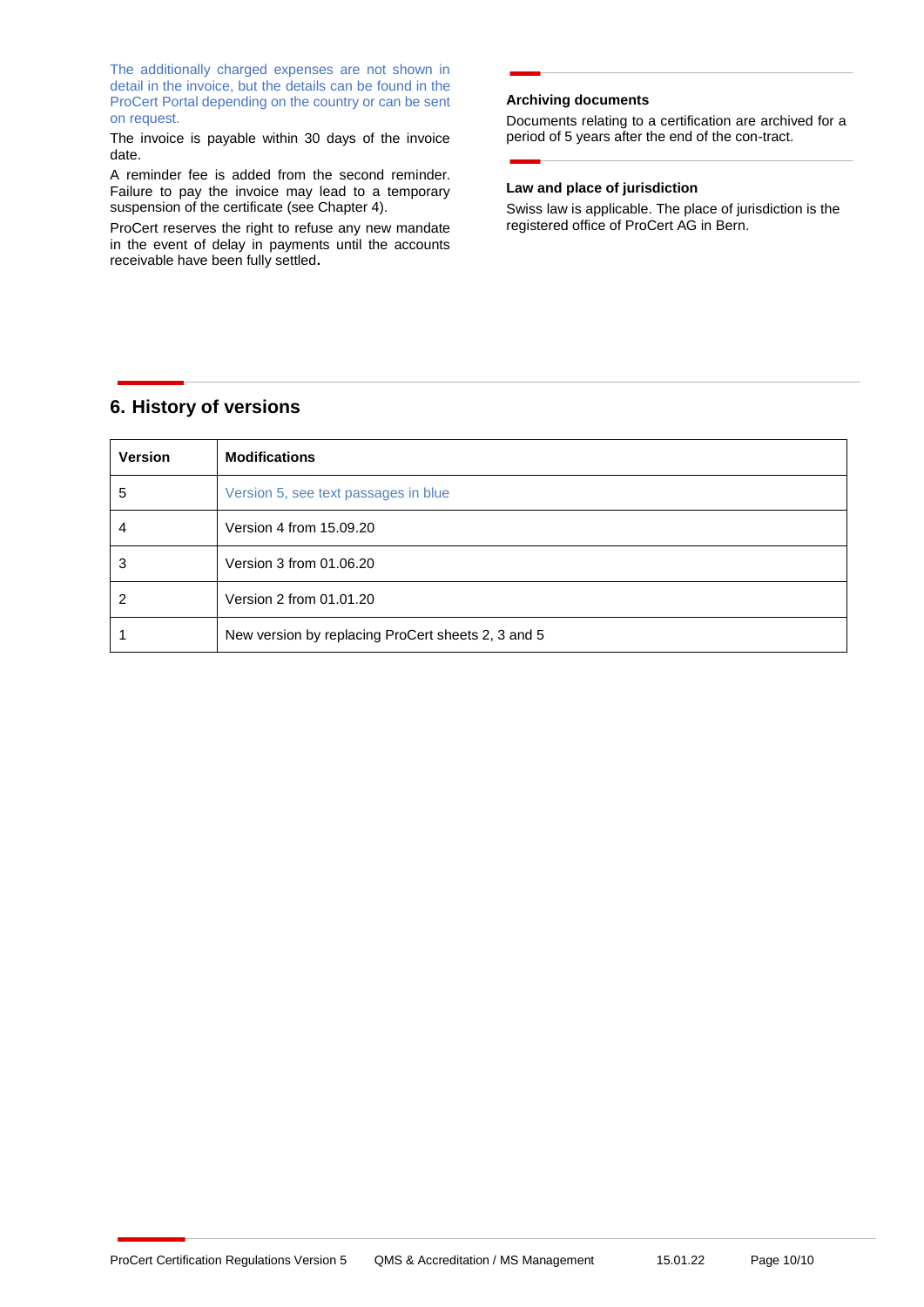The additionally charged expenses are not shown in detail in the invoice, but the details can be found in the ProCert Portal depending on the country or can be sent on request.

The invoice is payable within 30 days of the invoice date.

A reminder fee is added from the second reminder. Failure to pay the invoice may lead to a temporary suspension of the certificate (see Chapter 4).

ProCert reserves the right to refuse any new mandate in the event of delay in payments until the accounts receivable have been fully settled.

**Archiving documents**

Documents relating to a certification are archived for a period of 5 years after the end of the con-tract.

**Law and place of jurisdiction**

Swiss law is applicable. The place of jurisdiction is the registered office of ProCert AG in Bern.

## 6. History of versions

| Version | Modifications |
|---|---|
| 5 | Version 5, see text passages in blue |
| 4 | Version 4 from 15.09.20 |
| 3 | Version 3 from 01.06.20 |
| 2 | Version 2 from 01.01.20 |
| 1 | New version by replacing ProCert sheets 2, 3 and 5 |